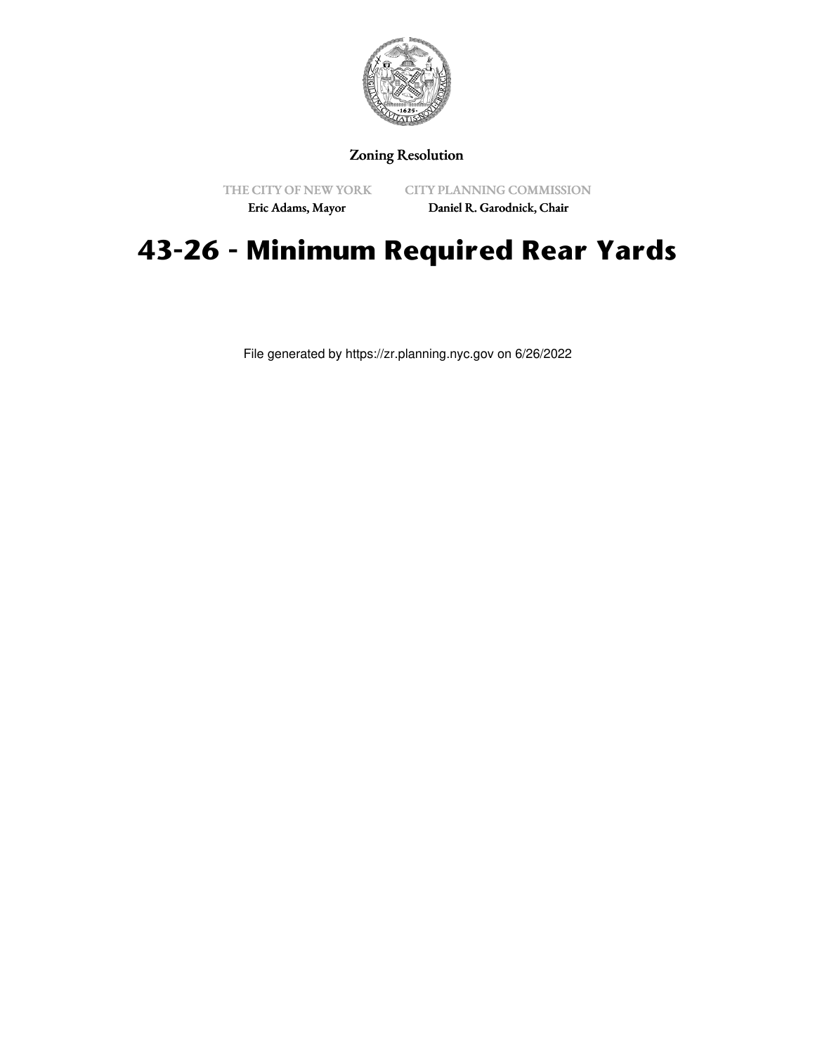Zoning Resolution

THE CITY OF NEW YORK
Eric Adams, Mayor

CITY PLANNING COMMISSION
Daniel R. Garodnick, Chair

# 43-26 - Minimum Required Rear Yards

File generated by https://zr.planning.nyc.gov on 6/26/2022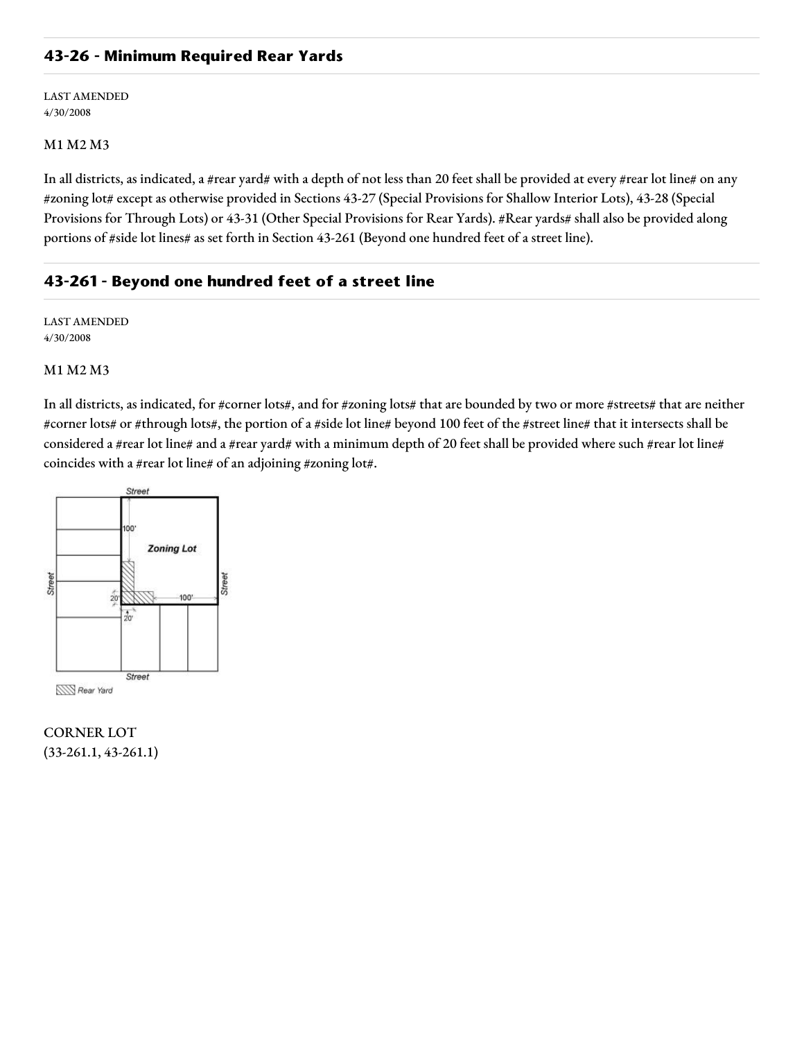## 43-26 - Minimum Required Rear Yards

LAST AMENDED
4/30/2008

M1 M2 M3

In all districts, as indicated, a #rear yard# with a depth of not less than 20 feet shall be provided at every #rear lot line# on any #zoning lot# except as otherwise provided in Sections 43-27 (Special Provisions for Shallow Interior Lots), 43-28 (Special Provisions for Through Lots) or 43-31 (Other Special Provisions for Rear Yards). #Rear yards# shall also be provided along portions of #side lot lines# as set forth in Section 43-261 (Beyond one hundred feet of a street line).

## 43-261 - Beyond one hundred feet of a street line

LAST AMENDED
4/30/2008

M1 M2 M3

In all districts, as indicated, for #corner lots#, and for #zoning lots# that are bounded by two or more #streets# that are neither #corner lots# or #through lots#, the portion of a #side lot line# beyond 100 feet of the #street line# that it intersects shall be considered a #rear lot line# and a #rear yard# with a minimum depth of 20 feet shall be provided where such #rear lot line# coincides with a #rear lot line# of an adjoining #zoning lot#.

CORNER LOT
(33-261.1, 43-261.1)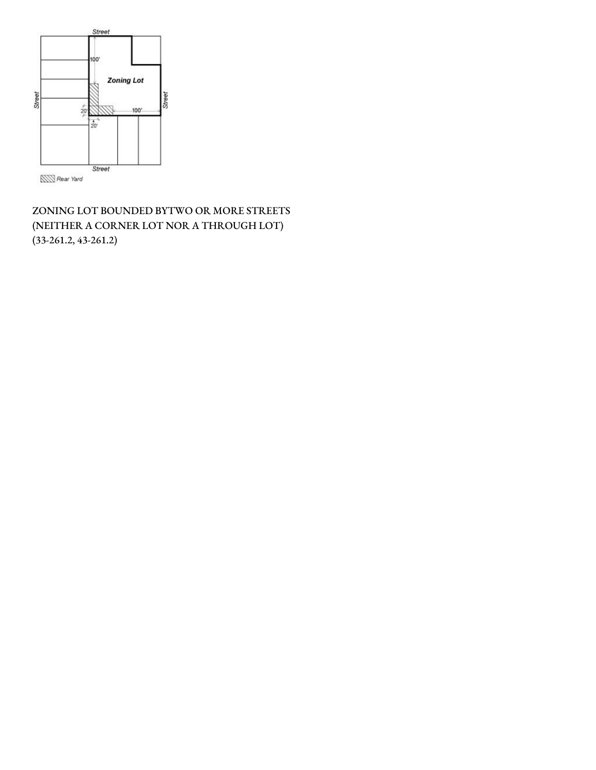Street

100'

Zoning Lot

Street

Street

20'

100'

20'

Street

Rear Yard

ZONING LOT BOUNDED BYTWO OR MORE STREETS
(NEITHER A CORNER LOT NOR A THROUGH LOT)
(33-261.2, 43-261.2)